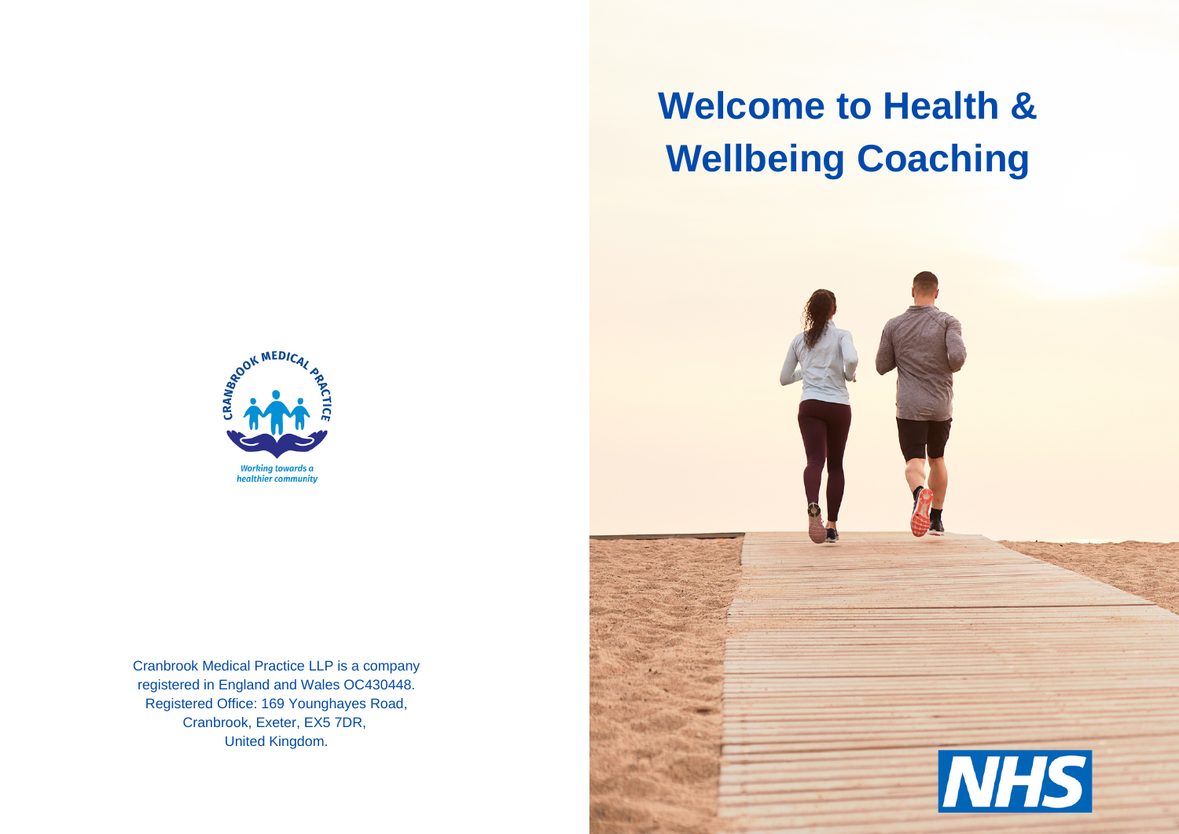# Welcome to Health & Wellbeing Coaching

CRANBROOK MEDICAL PRACTICE

*Working towards a healthier community*

Cranbrook Medical Practice LLP is a company registered in England and Wales OC430448. Registered Office: 169 Younghayes Road, Cranbrook, Exeter, EX5 7DR, United Kingdom.

NHS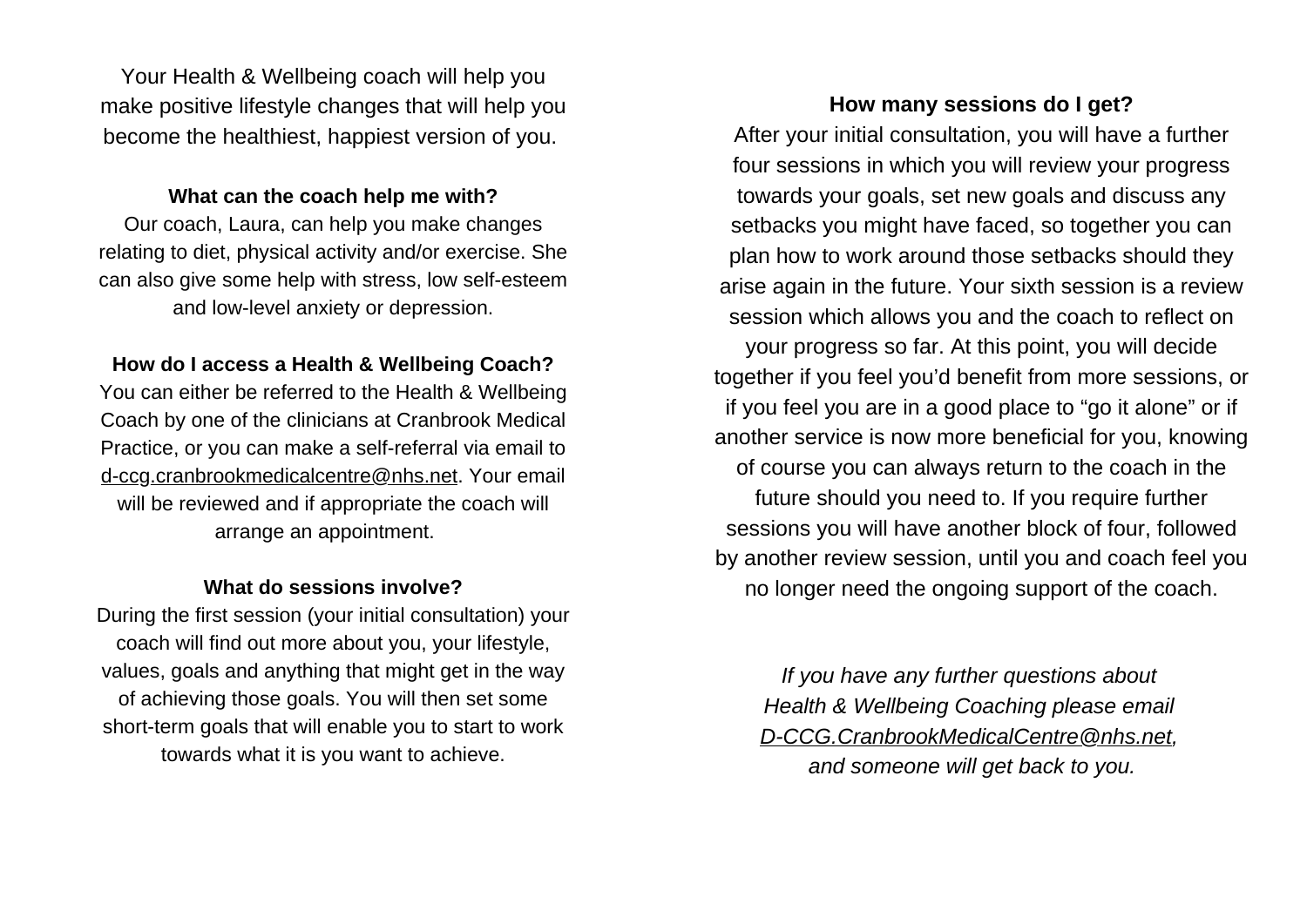Your Health & Wellbeing coach will help you make positive lifestyle changes that will help you become the healthiest, happiest version of you.

**What can the coach help me with?**

Our coach, Laura, can help you make changes relating to diet, physical activity and/or exercise. She can also give some help with stress, low self-esteem and low-level anxiety or depression.

**How do I access a Health & Wellbeing Coach?**

You can either be referred to the Health & Wellbeing Coach by one of the clinicians at Cranbrook Medical Practice, or you can make a self-referral via email to d-ccg.cranbrookmedicalcentre@nhs.net. Your email will be reviewed and if appropriate the coach will arrange an appointment.

**What do sessions involve?**

During the first session (your initial consultation) your coach will find out more about you, your lifestyle, values, goals and anything that might get in the way of achieving those goals. You will then set some short-term goals that will enable you to start to work towards what it is you want to achieve.

**How many sessions do I get?**

After your initial consultation, you will have a further four sessions in which you will review your progress towards your goals, set new goals and discuss any setbacks you might have faced, so together you can plan how to work around those setbacks should they arise again in the future. Your sixth session is a review session which allows you and the coach to reflect on your progress so far. At this point, you will decide together if you feel you'd benefit from more sessions, or if you feel you are in a good place to "go it alone" or if another service is now more beneficial for you, knowing of course you can always return to the coach in the future should you need to. If you require further sessions you will have another block of four, followed by another review session, until you and coach feel you no longer need the ongoing support of the coach.

*If you have any further questions about Health & Wellbeing Coaching please email D-CCG.CranbrookMedicalCentre@nhs.net, and someone will get back to you.*